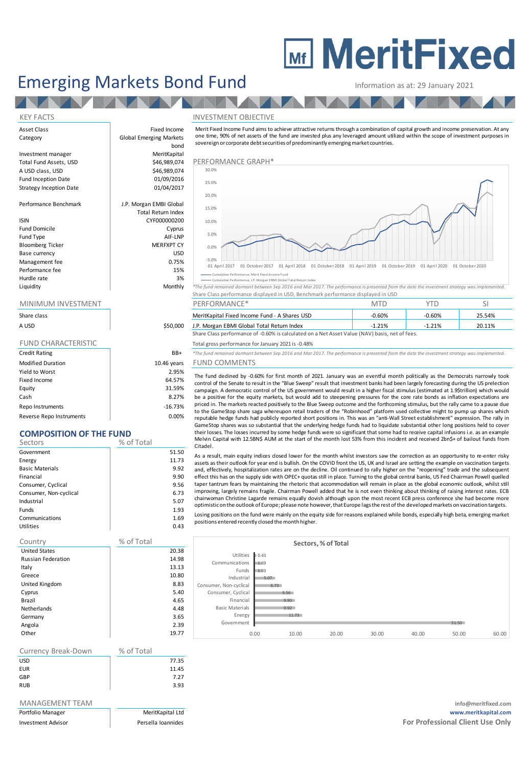# MeritFixed

# Emerging Markets Bond Fund

Information as at: 29 January 2021

## KEY FACTS

| | |
|---|---|
| Asset Class | Fixed Income |
| Category | Global Emerging Markets bond |
| Investment manager | MeritKapital |
| Total Fund Assets, USD | $46,989,074 |
| A USD class, USD | $46,989,074 |
| Fund Inception Date | 01/09/2016 |
| Strategy Inception Date | 01/04/2017 |
| Performance Benchmark | J.P. Morgan EMBI Global Total Return Index |
| ISIN | CYF000000200 |
| Fund Domicile | Cyprus |
| Fund Type | AIF-LNP |
| Bloomberg Ticker | MERFXPT CY |
| Base currency | USD |
| Management fee | 0.75% |
| Performance fee | 15% |
| Hurdle rate | 3% |
| Liquidity | Monthly |

## MINIMUM INVESTMENT

| Share class | |
|---|---|
| A USD | $50,000 |

## FUND CHARACTERISTIC

| | |
|---|---|
| Credit Rating | BB+ |
| Modified Duration | 10.46 years |
| Yield to Worst | 2.95% |
| Fixed Income | 64.57% |
| Equity | 31.59% |
| Cash | 8.27% |
| Repo Instruments | -16.73% |
| Reverse Repo Instruments | 0.00% |

## COMPOSITION OF THE FUND

| Sectors | % of Total |
|---|---|
| Government | 51.50 |
| Energy | 11.73 |
| Basic Materials | 9.92 |
| Financial | 9.90 |
| Consumer, Cyclical | 9.56 |
| Consumer, Non-cyclical | 6.73 |
| Industrial | 5.07 |
| Funds | 1.93 |
| Communications | 1.69 |
| Utilities | 0.43 |

| Country | % of Total |
|---|---|
| United States | 20.38 |
| Russian Federation | 14.98 |
| Italy | 13.13 |
| Greece | 10.80 |
| United Kingdom | 8.83 |
| Cyprus | 5.40 |
| Brazil | 4.65 |
| Netherlands | 4.48 |
| Germany | 3.65 |
| Angola | 2.39 |
| Other | 19.77 |

| Currency Break-Down | % of Total |
|---|---|
| USD | 77.35 |
| EUR | 11.45 |
| GBP | 7.27 |
| RUB | 3.93 |

## MANAGEMENT TEAM

| | |
|---|---|
| Portfolio Manager | MeritKapital Ltd |
| Investment Advisor | Persella Ioannides |

## INVESTMENT OBJECTIVE

Merit Fixed Income Fund aims to achieve attractive returns through a combination of capital growth and income preservation. At any one time, 90% of net assets of the fund are invested plus any leveraged amount utilized within the scope of investment purposes in sovereign or corporate debt securities of predominantly emerging market countries.

## PERFORMANCE GRAPH*

Cumulative Performance, Merit Fixed Income Fund
Cumulative Performance, J.P. Morgan EMBI Global Total Return Index

*The fund remained dormant between Sep 2016 and Mar 2017. The performance is presented from the date the investment strategy was implemented.

Share Class performance displayed in USD, Benchmark performance displayed in USD

| PERFORMANCE* | MTD | YTD | SI |
|---|---|---|---|
| MeritKapital Fixed Income Fund - A Shares USD | -0.60% | -0.60% | 25.54% |
| J.P. Morgan EMBI Global Total Return Index | -1.21% | -1.21% | 20.11% |

Share Class performance of -0.60% is calculated on a Net Asset Value (NAV) basis, net of fees.

Total gross performance for January 2021 is -0.48%

*The fund remained dormant between Sep 2016 and Mar 2017. The performance is presented from the date the investment strategy was implemented.

## FUND COMMENTS

The fund declined by -0.60% for first month of 2021. January was an eventful month politically as the Democrats narrowly took control of the Senate to result in the "Blue Sweep" result that investment banks had been largely forecasting during the US prelection campaign. A democratic control of the US government would result in a higher fiscal stimulus (estimated at 1.9$trillion) which would be a positive for the equity markets, but would add to steepening pressures for the core rate bonds as inflation expectations are priced in. The markets reacted positively to the Blue Sweep outcome and the forthcoming stimulus, but the rally came to a pause due to the GameStop share saga whereupon retail traders of the "Robinhood" platform used collective might to pump up shares which reputable hedge funds had publicly reported short positions in. This was an "anti-Wall Street establishment" expression. The rally in GameStop shares was so substantial that the underlying hedge funds had to liquidate substantial other long positions held to cover their losses. The losses incurred by some hedge funds were so significant that some had to receive capital infusions i.e. as an example Melvin Capital with 12.5BN$ AUM at the start of the month lost 53% from this incident and received 2bn$+ of bailout funds from Citadel.

As a result, main equity indices closed lower for the month whilst investors saw the correction as an opportunity to re-enter risky assets as their outlook for year end is bullish. On the COVID front the US, UK and Israel are setting the example on vaccination targets and, effectively, hospitalization rates are on the decline. Oil continued to rally higher on the "reopening" trade and the subsequent effect this has on the supply side with OPEC+ quotas still in place. Turning to the global central banks, US Fed Chairman Powell quelled taper tantrum fears by maintaining the rhetoric that accommodation will remain in place as the global economic outlook, whilst still improving, largely remains fragile. Chairman Powell added that he is not even thinking about thinking of raising interest rates. ECB chairwoman Christine Lagarde remains equally dovish although upon the most recent ECB press conference she had become more optimistic on the outlook of Europe; please note however, that Europe lags the rest of the developed markets on vaccination targets.

Losing positions on the fund were mainly on the equity side for reasons explained while bonds, especially high beta, emerging market positions entered recently closed the month higher.

**Sectors, % of Total**

| Sector | % of Total |
|---|---|
| Utilities | 0.43 |
| Communications | 1.69 |
| Funds | 1.93 |
| Industrial | 5.07 |
| Consumer, Non-cyclical | 6.73 |
| Consumer, Cyclical | 9.56 |
| Financial | 9.90 |
| Basic Materials | 9.92 |
| Energy | 11.73 |
| Government | 51.50 |

info@meritfixed.com
www.meritkapital.com
**For Professional Client Use Only**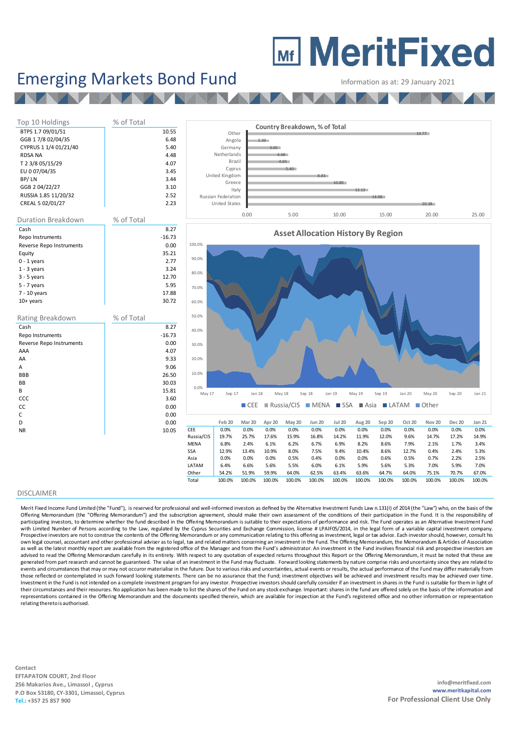# MeritFixed

## Emerging Markets Bond Fund

Information as at: 29 January 2021

| Top 10 Holdings | % of Total |
|---|---|
| BTPS 1.7 09/01/51 | 10.55 |
| GGB 1 7/8 02/04/35 | 6.48 |
| CYPRUS 1 1/4 01/21/40 | 5.40 |
| RDSA NA | 4.48 |
| T 2 3/8 05/15/29 | 4.07 |
| EU 0 07/04/35 | 3.45 |
| BP/ LN | 3.44 |
| GGB 2 04/22/27 | 3.10 |
| RUSSIA 1.85 11/20/32 | 2.52 |
| CREAL 5 02/01/27 | 2.23 |

| Duration Breakdown | % of Total |
|---|---|
| Cash | 8.27 |
| Repo Instruments | -16.73 |
| Reverse Repo Instruments | 0.00 |
| Equity | 35.21 |
| 0 - 1 years | 2.77 |
| 1 - 3 years | 3.24 |
| 3 - 5 years | 12.70 |
| 5 - 7 years | 5.95 |
| 7 - 10 years | 17.88 |
| 10+ years | 30.72 |

| Rating Breakdown | % of Total |
|---|---|
| Cash | 8.27 |
| Repo Instruments | -16.73 |
| Reverse Repo Instruments | 0.00 |
| AAA | 4.07 |
| AA | 9.33 |
| A | 9.06 |
| BBB | 26.50 |
| BB | 30.03 |
| B | 15.81 |
| CCC | 3.60 |
| CC | 0.00 |
| C | 0.00 |
| D | 0.00 |
| NR | 10.05 |

**Country Breakdown, % of Total**

Other 19.77
Angola 2.39
Germany 3.65
Netherlands 4.48
Brazil 4.65
Cyprus 5.40
United Kingdom 8.83
Greece 10.80
Italy 13.13
Russian Federation 14.98
United States 20.38

0.00 5.00 10.00 15.00 20.00 25.00

**Asset Allocation History By Region**

100.0% 90.0% 80.0% 70.0% 60.0% 50.0% 40.0% 30.0% 20.0% 10.0% 0.0%

May 17 Sep 17 Jan 18 May 18 Sep 18 Jan 19 May 19 Sep 19 Jan 20 May 20 Sep 20 Jan 21

CEE Russia/CIS MENA SSA Asia LATAM Other

| | Feb 20 | Mar 20 | Apr 20 | May 20 | Jun 20 | Jul 20 | Aug 20 | Sep 20 | Oct 20 | Nov 20 | Dec 20 | Jan 21 |
|---|---|---|---|---|---|---|---|---|---|---|---|---|
| CEE | 0.0% | 0.0% | 0.0% | 0.0% | 0.0% | 0.0% | 0.0% | 0.0% | 0.0% | 0.0% | 0.0% | 0.0% |
| Russia/CIS | 19.7% | 25.7% | 17.6% | 15.9% | 16.8% | 14.2% | 11.9% | 12.0% | 9.6% | 14.7% | 17.2% | 14.9% |
| MENA | 6.8% | 2.4% | 6.1% | 6.2% | 6.7% | 6.9% | 8.2% | 8.6% | 7.9% | 2.1% | 1.7% | 3.4% |
| SSA | 12.9% | 13.4% | 10.9% | 8.0% | 7.5% | 9.4% | 10.4% | 8.6% | 12.7% | 0.4% | 2.4% | 5.3% |
| Asia | 0.0% | 0.0% | 0.0% | 0.5% | 0.4% | 0.0% | 0.0% | 0.6% | 0.5% | 0.7% | 2.2% | 2.5% |
| LATAM | 6.4% | 6.6% | 5.6% | 5.5% | 6.0% | 6.1% | 5.9% | 5.6% | 5.3% | 7.0% | 5.9% | 7.0% |
| Other | 54.2% | 51.9% | 59.9% | 64.0% | 62.5% | 63.4% | 63.6% | 64.7% | 64.0% | 75.1% | 70.7% | 67.0% |
| Total | 100.0% | 100.0% | 100.0% | 100.0% | 100.0% | 100.0% | 100.0% | 100.0% | 100.0% | 100.0% | 100.0% | 100.0% |

## DISCLAIMER

Merit Fixed Income Fund Limited (the "Fund"), is reserved for professional and well-informed investors as defined by the Alternative Investment Funds Law n.131(I) of 2014 (the "Law") who, on the basis of the Offering Memorandum (the "Offering Memorandum") and the subscription agreement, should make their own assessment of the conditions of their participation in the Fund. It is the responsibility of participating investors, to determine whether the fund described in the Offering Memorandum is suitable to their expectations of performance and risk. The Fund operates as an Alternative Investment Fund with Limited Number of Persons according to the Law, regulated by the Cyprus Securities and Exchange Commission, license # LPAIF05/2014, in the legal form of a variable capital investment company. Prospective investors are not to construe the contents of the Offering Memorandum or any communication relating to this offering as investment, legal or tax advice. Each investor should, however, consult his own legal counsel, accountant and other professional adviser as to legal, tax and related matters concerning an investment in the Fund. The Offering Memorandum, the Memorandum & Articles of Association as well as the latest monthly report are available from the registered office of the Manager and from the Fund's administrator. An investment in the Fund involves financial risk and prospective investors are advised to read the Offering Memorandum carefully in its entirety. With respect to any quotation of expected returns throughout this Report or the Offering Memorandum, it must be noted that these are generated from part research and cannot be guaranteed. The value of an investment in the Fund may fluctuate. Forward looking statements by nature comprise risks and uncertainty since they are related to events and circumstances that may or may not occuror materialise in the future. Due to various risks and uncertainties, actual events or results, the actual performance of the Fund may differ materially from those reflected or contemplated in such forward looking statements. There can be no assurance that the Fund; investment objectives will be achieved and investment results may be achieved over time. Investment in the Fund is not intended on a complete investment program for any investor. Prospective investors should carefully consider if an investment in shares in the Fund is suitable for them in light of their circumstances and their resources. No application has been made to list the shares of the Fund on any stock exchange. Important: shares in the fund are offered solely on the basis of the information and representations contained in the Offering Memorandum and the documents specified therein, which are available for inspection at the Fund's registered office and no other information or representation relating thereto is authorised.

**Contact**
**EFTAPATON COURT, 2nd Floor**
**256 Makarios Ave., Limassol , Cyprus**
**P.O Box 53180, CY-3301, Limassol, Cyprus**
**Tel.: +357 25 857 900**

**info@meritfixed.com**
**www.meritkapital.com**
**For Professional Client Use Only**